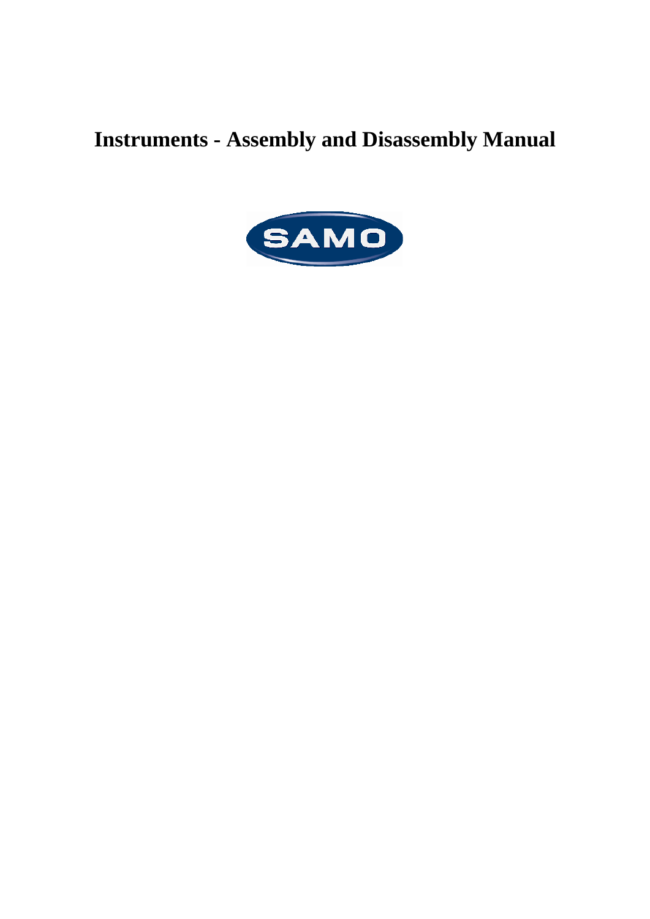# Instruments - Assembly and Disassembly Manual

SAMO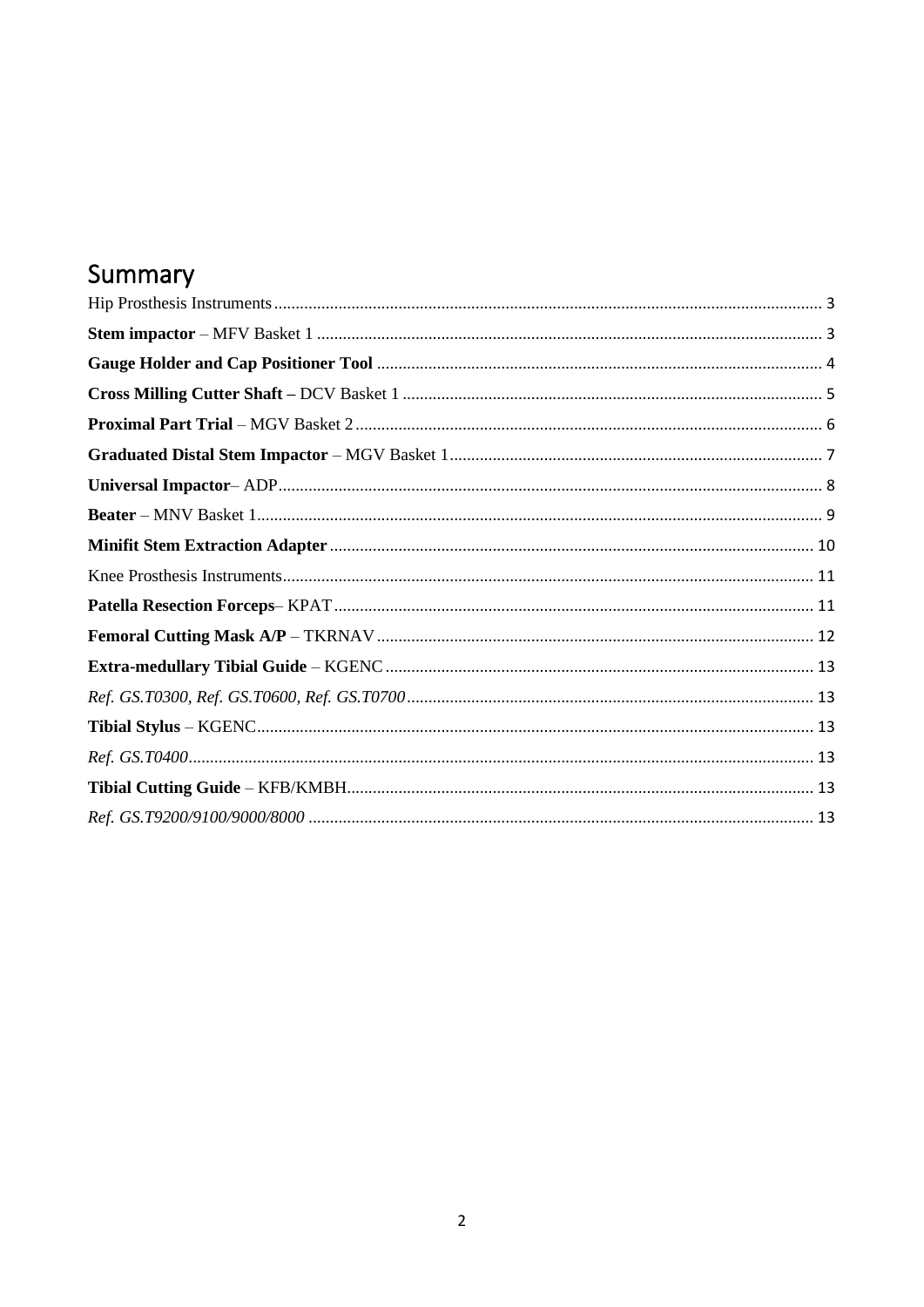# Summary

Hip Prosthesis Instruments ........ 3

**Stem impactor** – MFV Basket 1 ........ 3

**Gauge Holder and Cap Positioner Tool** ........ 4

**Cross Milling Cutter Shaft –** DCV Basket 1 ........ 5

**Proximal Part Trial** – MGV Basket 2 ........ 6

**Graduated Distal Stem Impactor** – MGV Basket 1 ........ 7

**Universal Impactor**– ADP ........ 8

**Beater** – MNV Basket 1 ........ 9

**Minifit Stem Extraction Adapter** ........ 10

Knee Prosthesis Instruments ........ 11

**Patella Resection Forceps**– KPAT ........ 11

**Femoral Cutting Mask A/P** – TKRNAV ........ 12

**Extra-medullary Tibial Guide** – KGENC ........ 13

*Ref. GS.T0300, Ref. GS.T0600, Ref. GS.T0700* ........ 13

**Tibial Stylus** – KGENC ........ 13

*Ref. GS.T0400* ........ 13

**Tibial Cutting Guide** – KFB/KMBH ........ 13

*Ref. GS.T9200/9100/9000/8000* ........ 13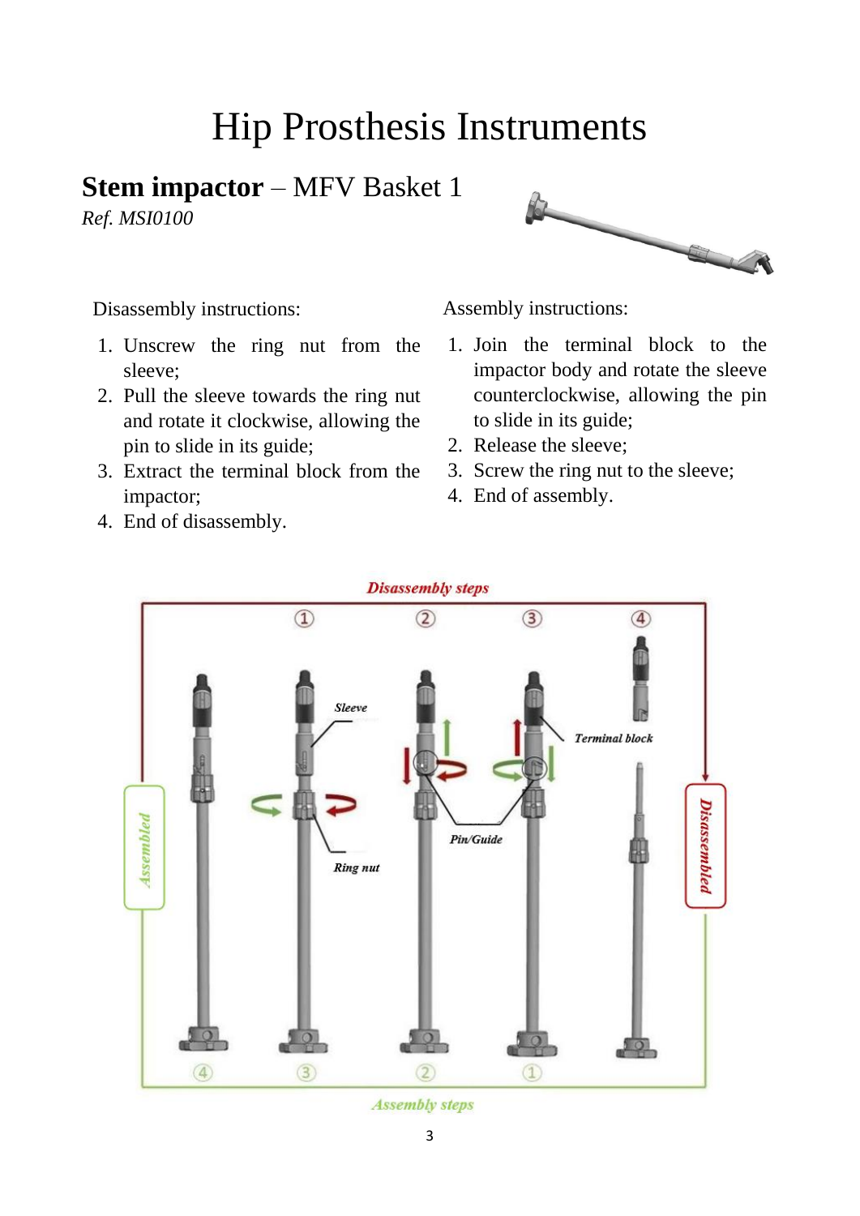# Hip Prosthesis Instruments

## **Stem impactor** – MFV Basket 1

*Ref. MSI0100*

Disassembly instructions:

1. Unscrew the ring nut from the sleeve;
2. Pull the sleeve towards the ring nut and rotate it clockwise, allowing the pin to slide in its guide;
3. Extract the terminal block from the impactor;
4. End of disassembly.

Assembly instructions:

1. Join the terminal block to the impactor body and rotate the sleeve counterclockwise, allowing the pin to slide in its guide;
2. Release the sleeve;
3. Screw the ring nut to the sleeve;
4. End of assembly.

*Disassembly steps*

Sleeve

Terminal block

Pin/Guide

Ring nut

*Assembled*

*Disassembled*

*Assembly steps*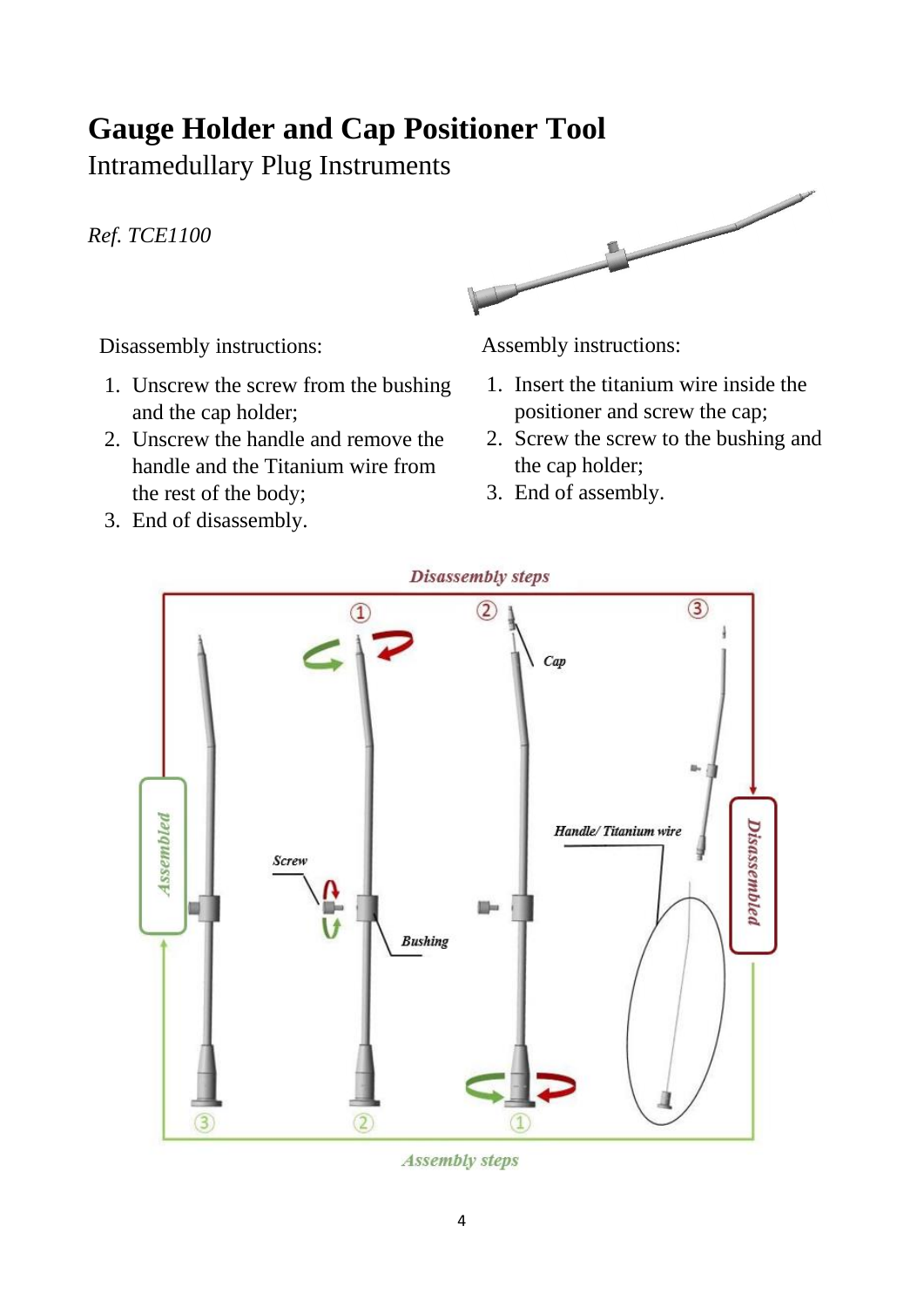# Gauge Holder and Cap Positioner Tool

Intramedullary Plug Instruments

*Ref. TCE1100*

Disassembly instructions:

1. Unscrew the screw from the bushing and the cap holder;
2. Unscrew the handle and remove the handle and the Titanium wire from the rest of the body;
3. End of disassembly.

Assembly instructions:

1. Insert the titanium wire inside the positioner and screw the cap;
2. Screw the screw to the bushing and the cap holder;
3. End of assembly.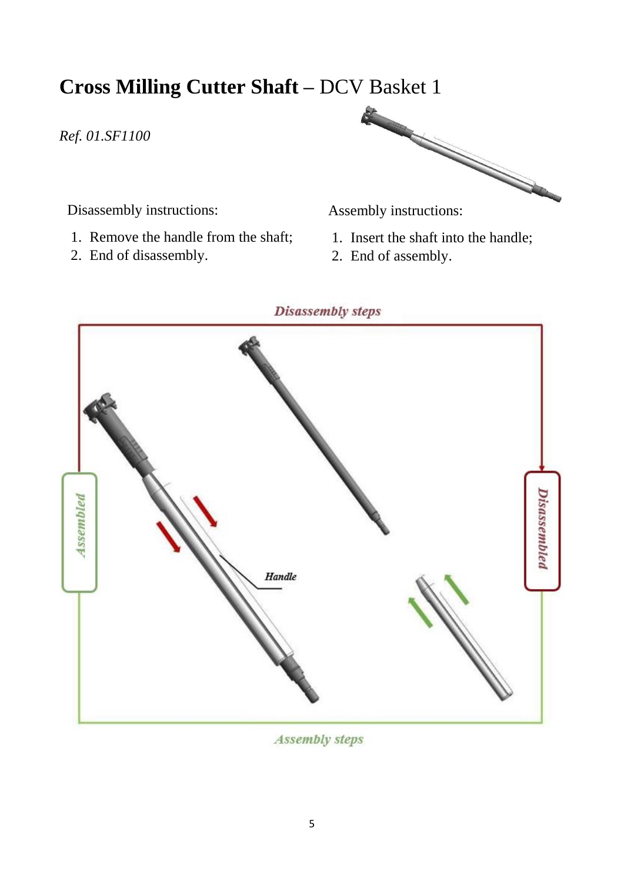# **Cross Milling Cutter Shaft** – DCV Basket 1

*Ref. 01.SF1100*

Disassembly instructions:

1. Remove the handle from the shaft;
2. End of disassembly.

Assembly instructions:

1. Insert the shaft into the handle;
2. End of assembly.

*Disassembly steps*

*Assembled*

*Handle*

*Disassembled*

*Assembly steps*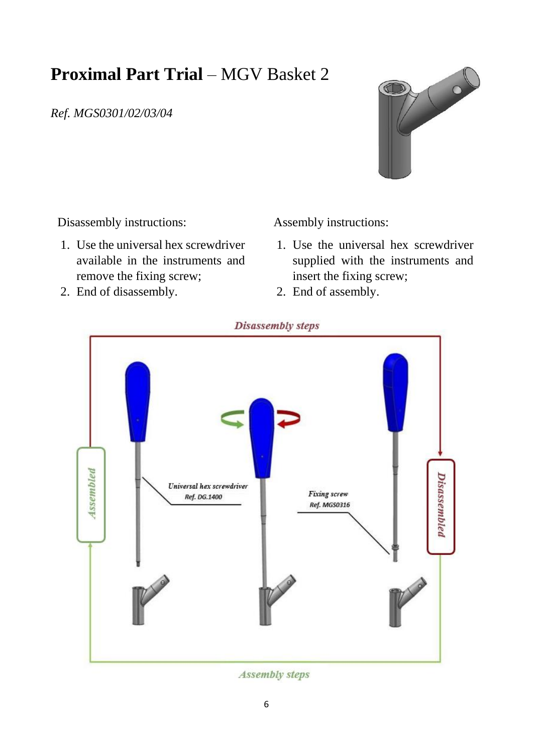# **Proximal Part Trial** – MGV Basket 2

*Ref. MGS0301/02/03/04*

Disassembly instructions:

1. Use the universal hex screwdriver available in the instruments and remove the fixing screw;
2. End of disassembly.

Assembly instructions:

1. Use the universal hex screwdriver supplied with the instruments and insert the fixing screw;
2. End of assembly.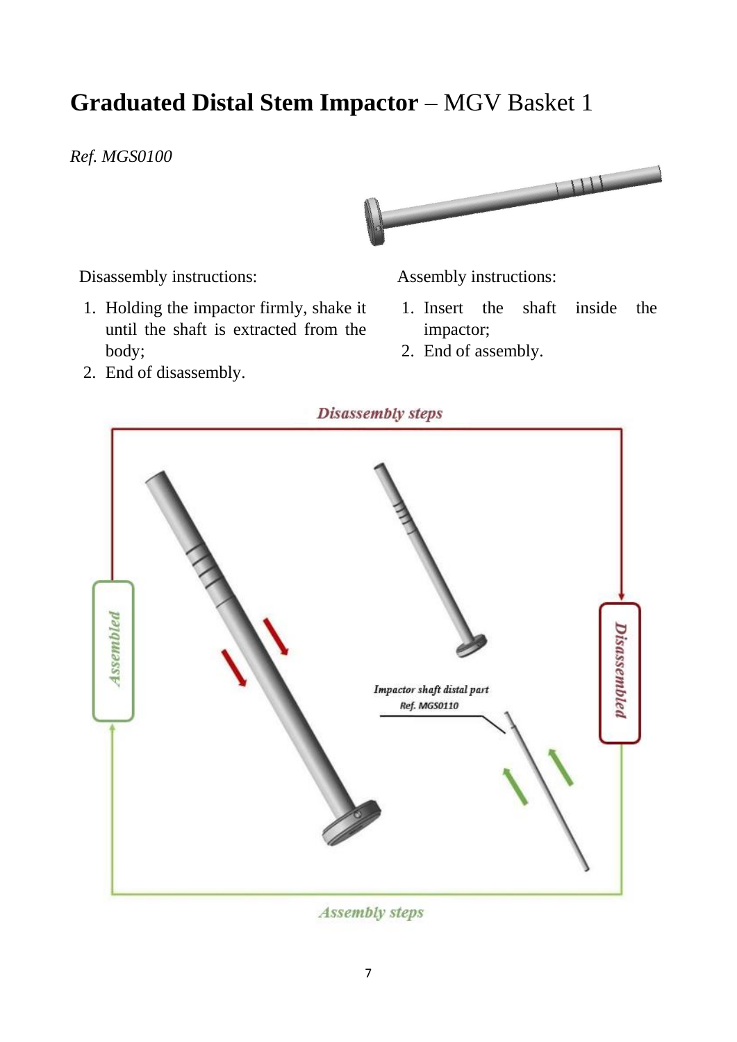# **Graduated Distal Stem Impactor** – MGV Basket 1

*Ref. MGS0100*

Disassembly instructions:

1. Holding the impactor firmly, shake it until the shaft is extracted from the body;
2. End of disassembly.

Assembly instructions:

1. Insert the shaft inside the impactor;
2. End of assembly.

*Disassembly steps*

*Assembled*

*Disassembled*

*Impactor shaft distal part*
*Ref. MGS0110*

*Assembly steps*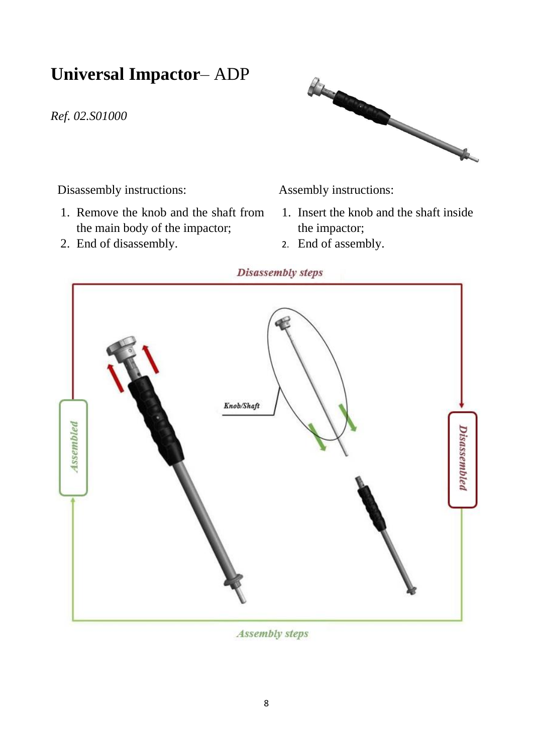# **Universal Impactor**– ADP

*Ref. 02.S01000*

Disassembly instructions:

1. Remove the knob and the shaft from the main body of the impactor;
2. End of disassembly.

Assembly instructions:

1. Insert the knob and the shaft inside the impactor;
2. End of assembly.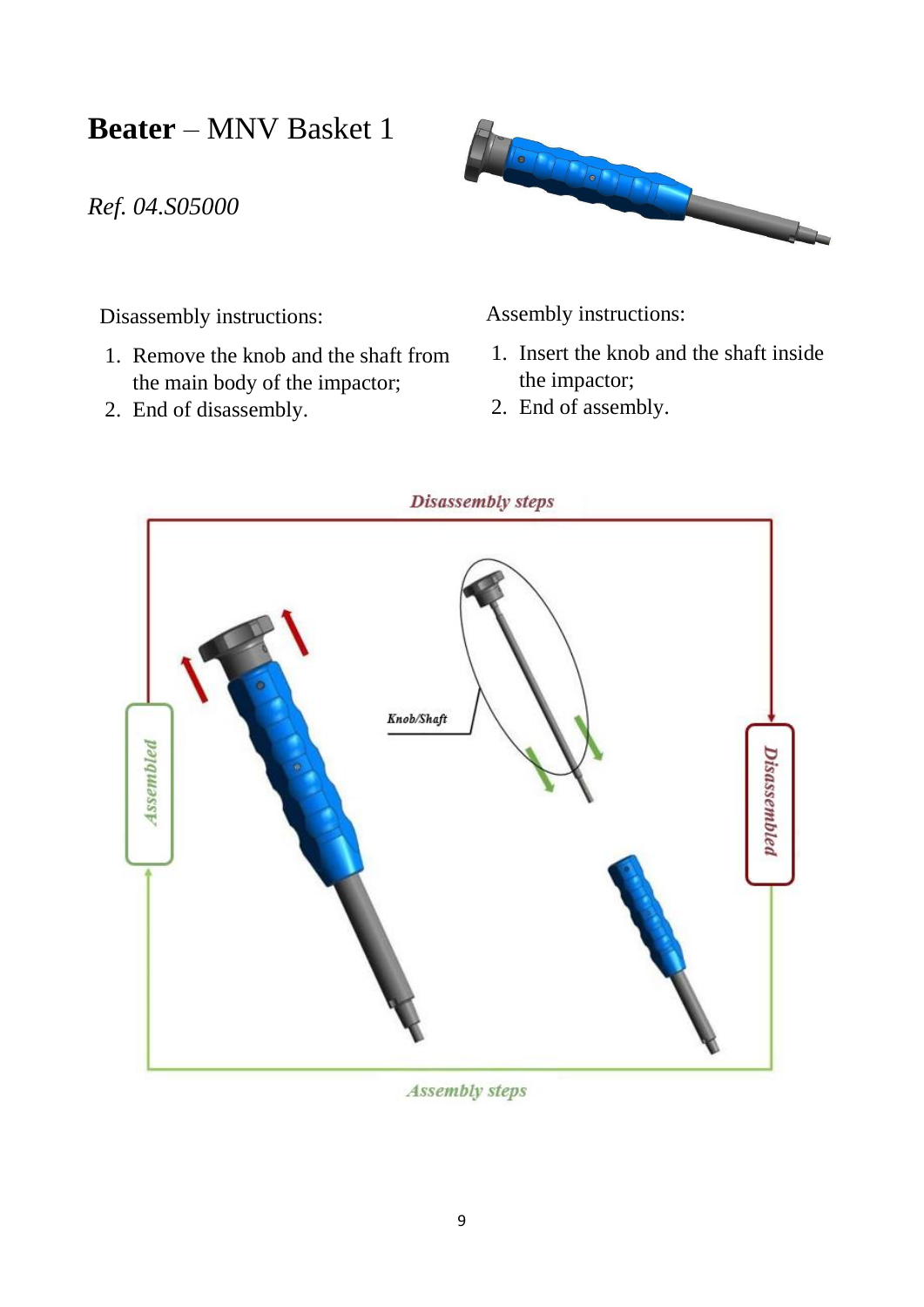# **Beater** – MNV Basket 1

*Ref. 04.S05000*

Disassembly instructions:

1. Remove the knob and the shaft from the main body of the impactor;
2. End of disassembly.

Assembly instructions:

1. Insert the knob and the shaft inside the impactor;
2. End of assembly.

*Disassembly steps*

Knob/Shaft

*Assembled*

*Disassembled*

*Assembly steps*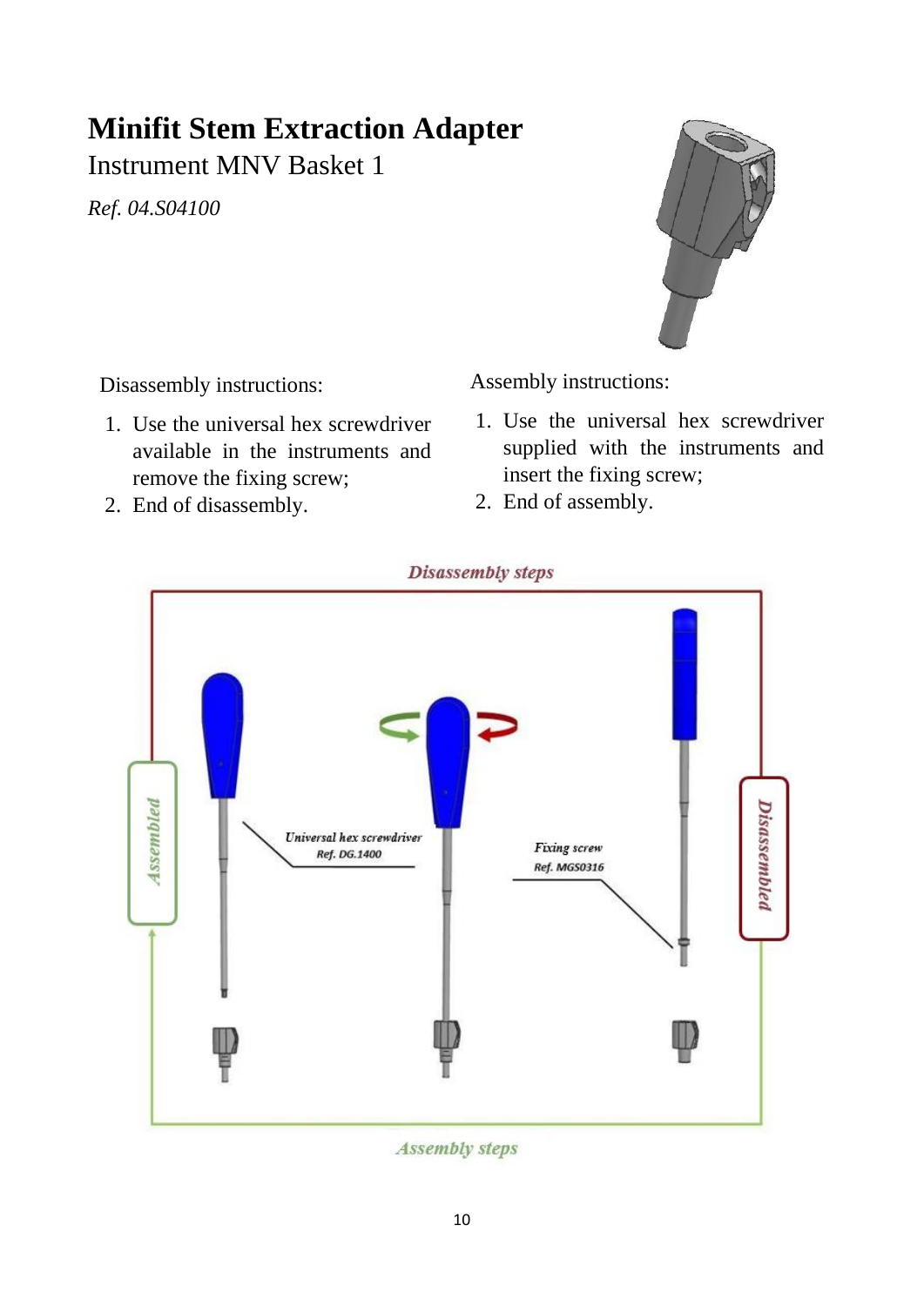# Minifit Stem Extraction Adapter

Instrument MNV Basket 1

*Ref. 04.S04100*

Disassembly instructions:

1. Use the universal hex screwdriver available in the instruments and remove the fixing screw;
2. End of disassembly.

Assembly instructions:

1. Use the universal hex screwdriver supplied with the instruments and insert the fixing screw;
2. End of assembly.

*Disassembly steps*

*Assembled*

*Universal hex screwdriver*
*Ref. DG.1400*

*Fixing screw*
*Ref. MGS0316*

*Disassembled*

*Assembly steps*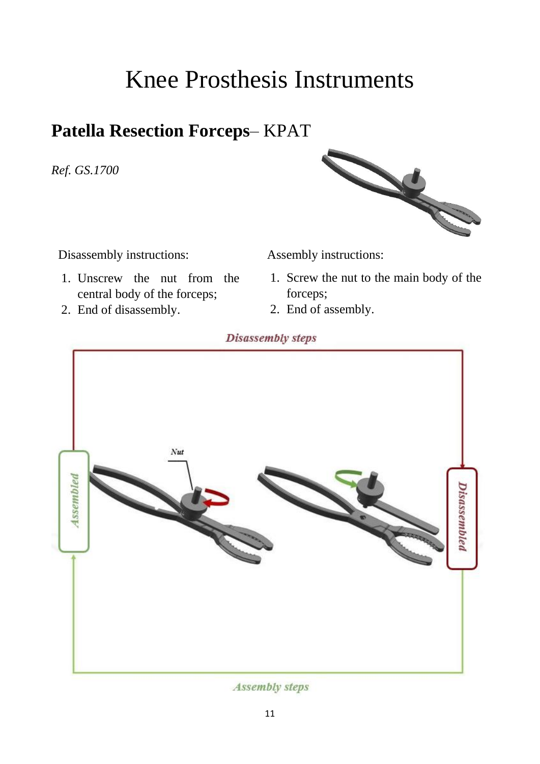# Knee Prosthesis Instruments

## **Patella Resection Forceps**– KPAT

*Ref. GS.1700*

Disassembly instructions:

1. Unscrew the nut from the central body of the forceps;
2. End of disassembly.

Assembly instructions:

1. Screw the nut to the main body of the forceps;
2. End of assembly.

*Disassembly steps*

*Assembled*

Nut

*Disassembled*

*Assembly steps*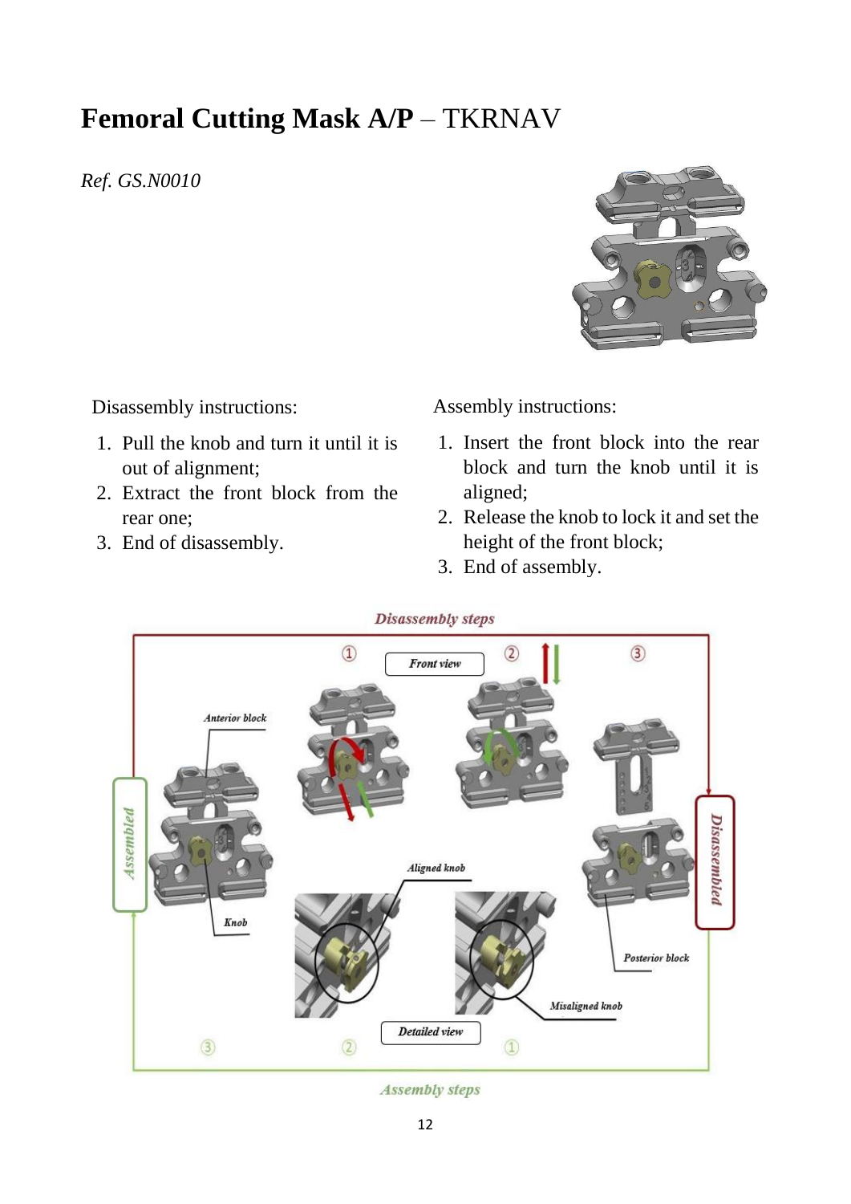# **Femoral Cutting Mask A/P** – TKRNAV

*Ref. GS.N0010*

Disassembly instructions:

1. Pull the knob and turn it until it is out of alignment;
2. Extract the front block from the rear one;
3. End of disassembly.

Assembly instructions:

1. Insert the front block into the rear block and turn the knob until it is aligned;
2. Release the knob to lock it and set the height of the front block;
3. End of assembly.

*Disassembly steps*

*Front view*

*Anterior block*

*Knob*

*Assembled*

*Disassembled*

*Aligned knob*

*Posterior block*

*Misaligned knob*

*Detailed view*

*Assembly steps*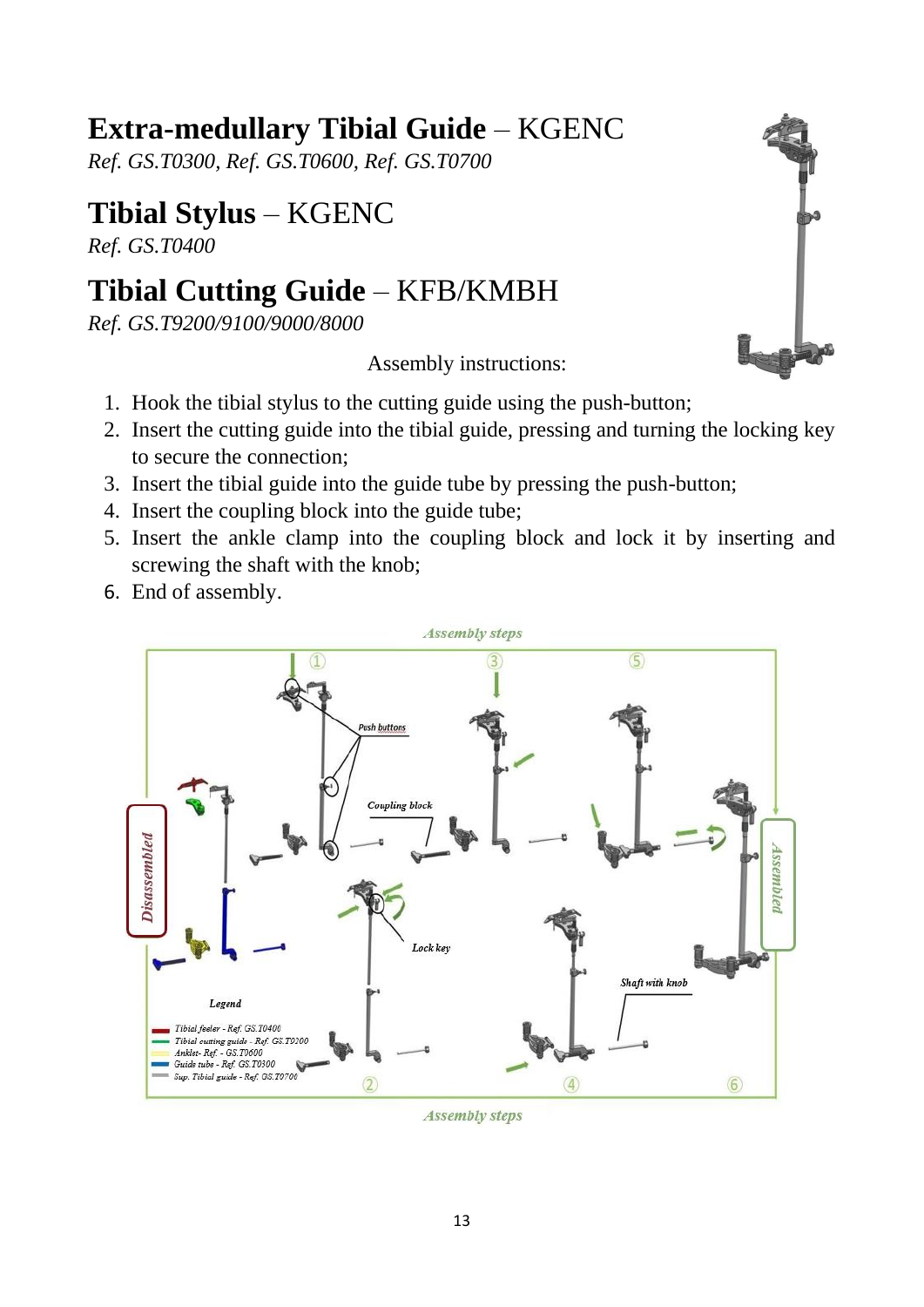# Extra-medullary Tibial Guide – KGENC

*Ref. GS.T0300, Ref. GS.T0600, Ref. GS.T0700*

# Tibial Stylus – KGENC

*Ref. GS.T0400*

# Tibial Cutting Guide – KFB/KMBH

*Ref. GS.T9200/9100/9000/8000*

Assembly instructions:

1. Hook the tibial stylus to the cutting guide using the push-button;
2. Insert the cutting guide into the tibial guide, pressing and turning the locking key to secure the connection;
3. Insert the tibial guide into the guide tube by pressing the push-button;
4. Insert the coupling block into the guide tube;
5. Insert the ankle clamp into the coupling block and lock it by inserting and screwing the shaft with the knob;
6. End of assembly.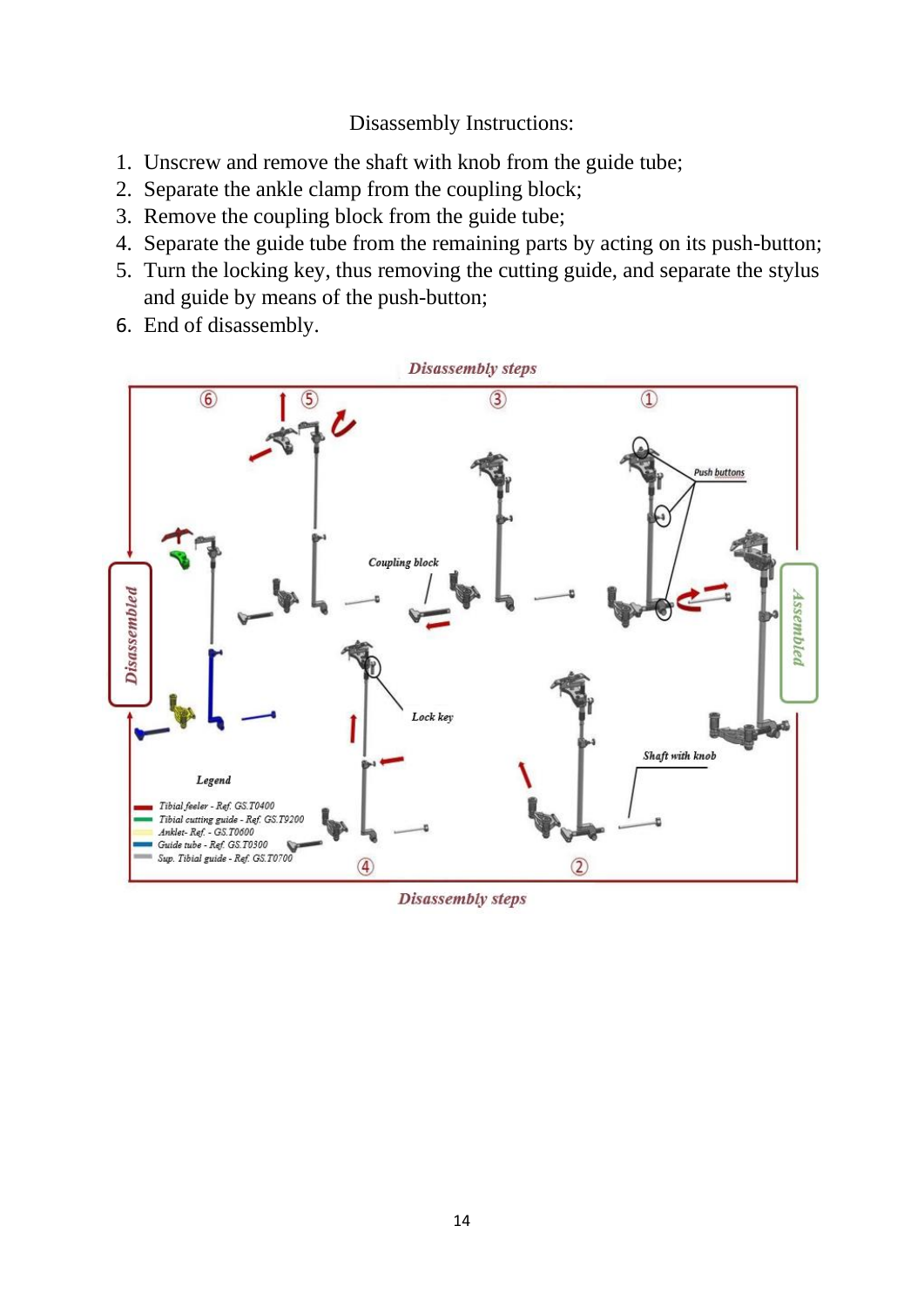Disassembly Instructions:

1. Unscrew and remove the shaft with knob from the guide tube;
2. Separate the ankle clamp from the coupling block;
3. Remove the coupling block from the guide tube;
4. Separate the guide tube from the remaining parts by acting on its push-button;
5. Turn the locking key, thus removing the cutting guide, and separate the stylus and guide by means of the push-button;
6. End of disassembly.

Disassembly steps

⑥ ⑤ ③ ①

Push buttons

Coupling block

Disassembled

Assembled

Lock key

Shaft with knob

Legend

Tibial feeler - Ref. GS.T0400
Tibial cutting guide - Ref. GS.T9200
Anklet- Ref. - GS.T0600
Guide tube - Ref. GS.T0300
Sup. Tibial guide - Ref. GS.T0700

④ ②

Disassembly steps